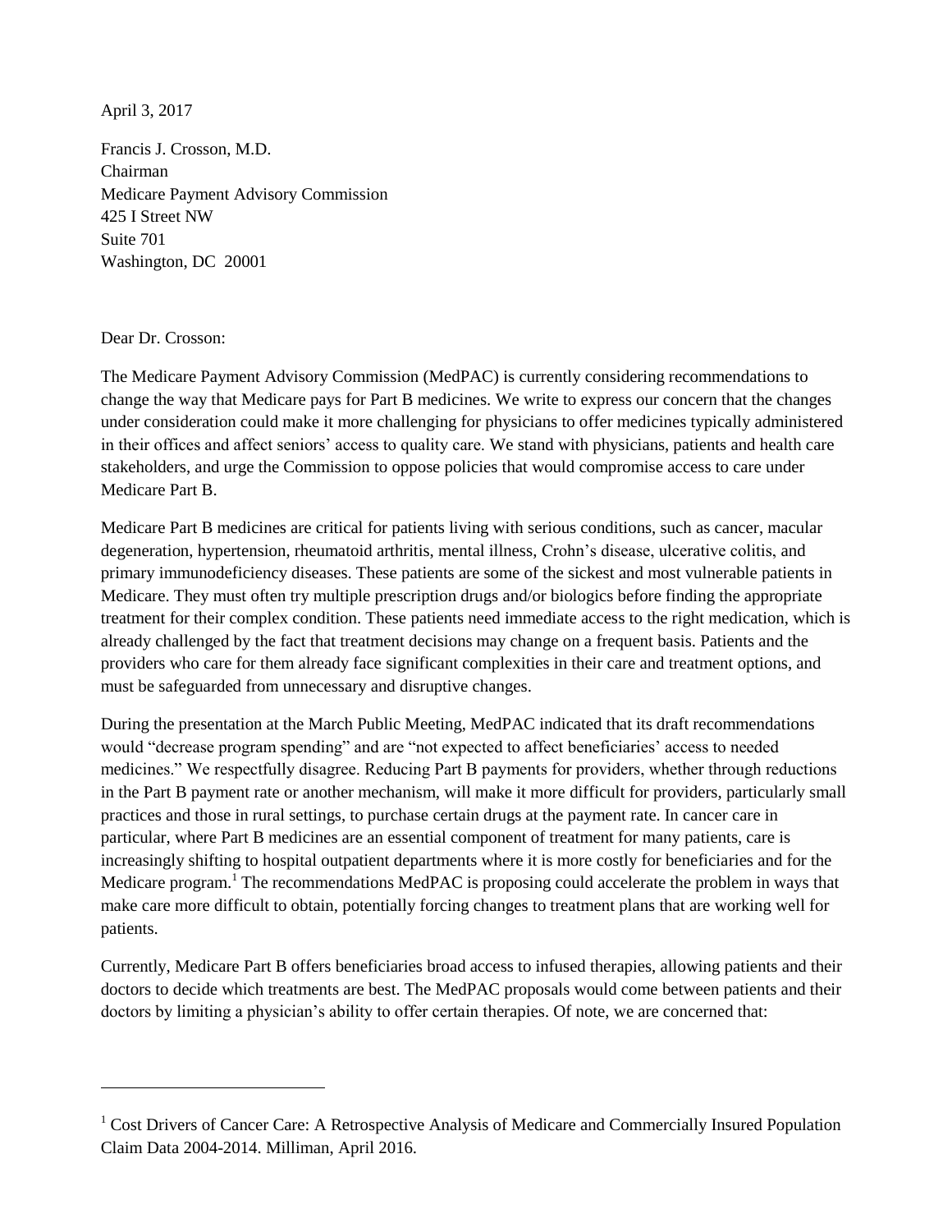April 3, 2017

Francis J. Crosson, M.D.
Chairman
Medicare Payment Advisory Commission
425 I Street NW
Suite 701
Washington, DC 20001

Dear Dr. Crosson:

The Medicare Payment Advisory Commission (MedPAC) is currently considering recommendations to change the way that Medicare pays for Part B medicines. We write to express our concern that the changes under consideration could make it more challenging for physicians to offer medicines typically administered in their offices and affect seniors' access to quality care. We stand with physicians, patients and health care stakeholders, and urge the Commission to oppose policies that would compromise access to care under Medicare Part B.

Medicare Part B medicines are critical for patients living with serious conditions, such as cancer, macular degeneration, hypertension, rheumatoid arthritis, mental illness, Crohn's disease, ulcerative colitis, and primary immunodeficiency diseases. These patients are some of the sickest and most vulnerable patients in Medicare. They must often try multiple prescription drugs and/or biologics before finding the appropriate treatment for their complex condition. These patients need immediate access to the right medication, which is already challenged by the fact that treatment decisions may change on a frequent basis. Patients and the providers who care for them already face significant complexities in their care and treatment options, and must be safeguarded from unnecessary and disruptive changes.

During the presentation at the March Public Meeting, MedPAC indicated that its draft recommendations would "decrease program spending" and are "not expected to affect beneficiaries' access to needed medicines." We respectfully disagree. Reducing Part B payments for providers, whether through reductions in the Part B payment rate or another mechanism, will make it more difficult for providers, particularly small practices and those in rural settings, to purchase certain drugs at the payment rate. In cancer care in particular, where Part B medicines are an essential component of treatment for many patients, care is increasingly shifting to hospital outpatient departments where it is more costly for beneficiaries and for the Medicare program.[1] The recommendations MedPAC is proposing could accelerate the problem in ways that make care more difficult to obtain, potentially forcing changes to treatment plans that are working well for patients.

Currently, Medicare Part B offers beneficiaries broad access to infused therapies, allowing patients and their doctors to decide which treatments are best. The MedPAC proposals would come between patients and their doctors by limiting a physician's ability to offer certain therapies. Of note, we are concerned that:

---

[1] Cost Drivers of Cancer Care: A Retrospective Analysis of Medicare and Commercially Insured Population Claim Data 2004-2014. Milliman, April 2016.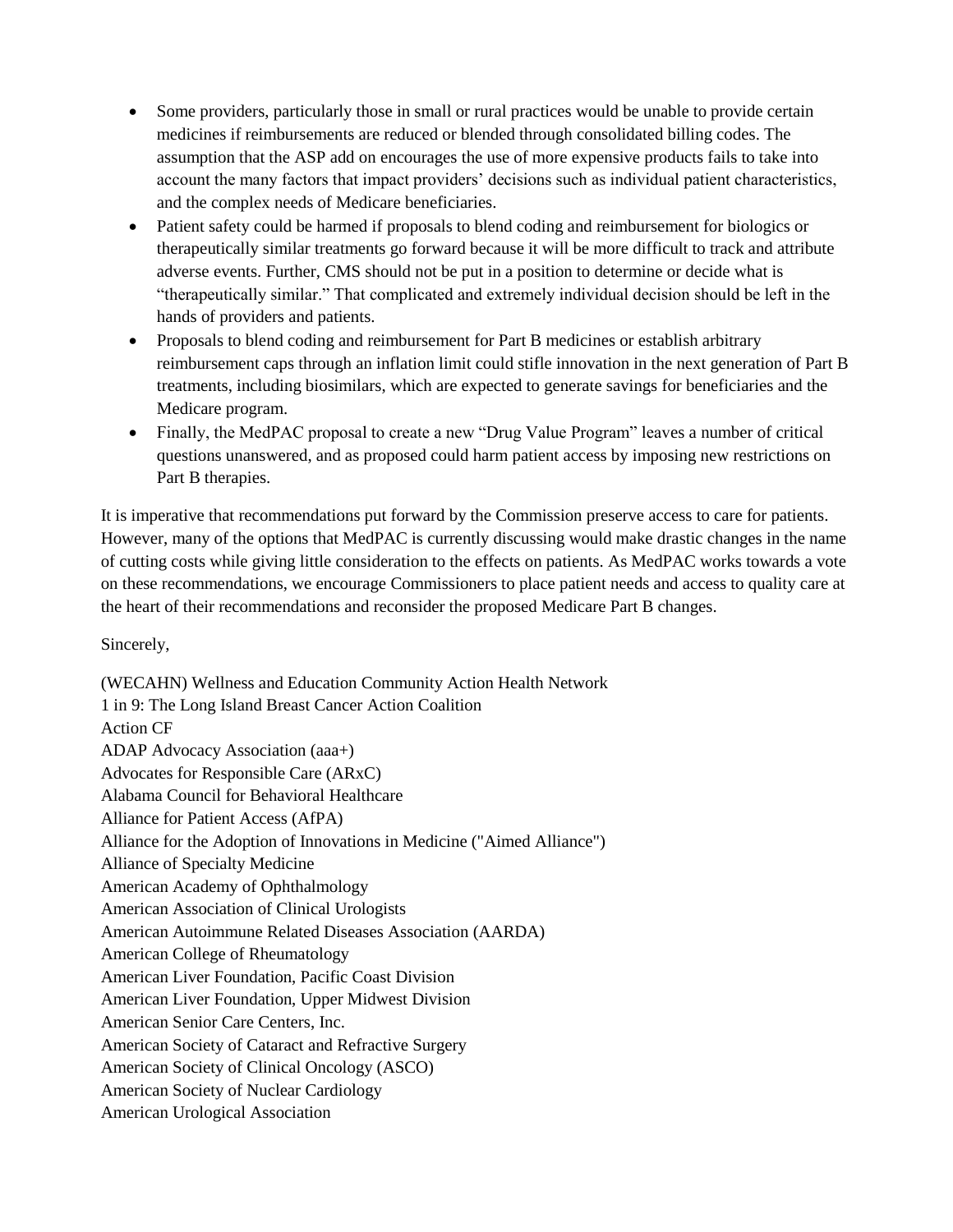- Some providers, particularly those in small or rural practices would be unable to provide certain medicines if reimbursements are reduced or blended through consolidated billing codes. The assumption that the ASP add on encourages the use of more expensive products fails to take into account the many factors that impact providers' decisions such as individual patient characteristics, and the complex needs of Medicare beneficiaries.
- Patient safety could be harmed if proposals to blend coding and reimbursement for biologics or therapeutically similar treatments go forward because it will be more difficult to track and attribute adverse events. Further, CMS should not be put in a position to determine or decide what is "therapeutically similar." That complicated and extremely individual decision should be left in the hands of providers and patients.
- Proposals to blend coding and reimbursement for Part B medicines or establish arbitrary reimbursement caps through an inflation limit could stifle innovation in the next generation of Part B treatments, including biosimilars, which are expected to generate savings for beneficiaries and the Medicare program.
- Finally, the MedPAC proposal to create a new "Drug Value Program" leaves a number of critical questions unanswered, and as proposed could harm patient access by imposing new restrictions on Part B therapies.

It is imperative that recommendations put forward by the Commission preserve access to care for patients. However, many of the options that MedPAC is currently discussing would make drastic changes in the name of cutting costs while giving little consideration to the effects on patients. As MedPAC works towards a vote on these recommendations, we encourage Commissioners to place patient needs and access to quality care at the heart of their recommendations and reconsider the proposed Medicare Part B changes.

Sincerely,

(WECAHN) Wellness and Education Community Action Health Network
1 in 9: The Long Island Breast Cancer Action Coalition
Action CF
ADAP Advocacy Association (aaa+)
Advocates for Responsible Care (ARxC)
Alabama Council for Behavioral Healthcare
Alliance for Patient Access (AfPA)
Alliance for the Adoption of Innovations in Medicine ("Aimed Alliance")
Alliance of Specialty Medicine
American Academy of Ophthalmology
American Association of Clinical Urologists
American Autoimmune Related Diseases Association (AARDA)
American College of Rheumatology
American Liver Foundation, Pacific Coast Division
American Liver Foundation, Upper Midwest Division
American Senior Care Centers, Inc.
American Society of Cataract and Refractive Surgery
American Society of Clinical Oncology (ASCO)
American Society of Nuclear Cardiology
American Urological Association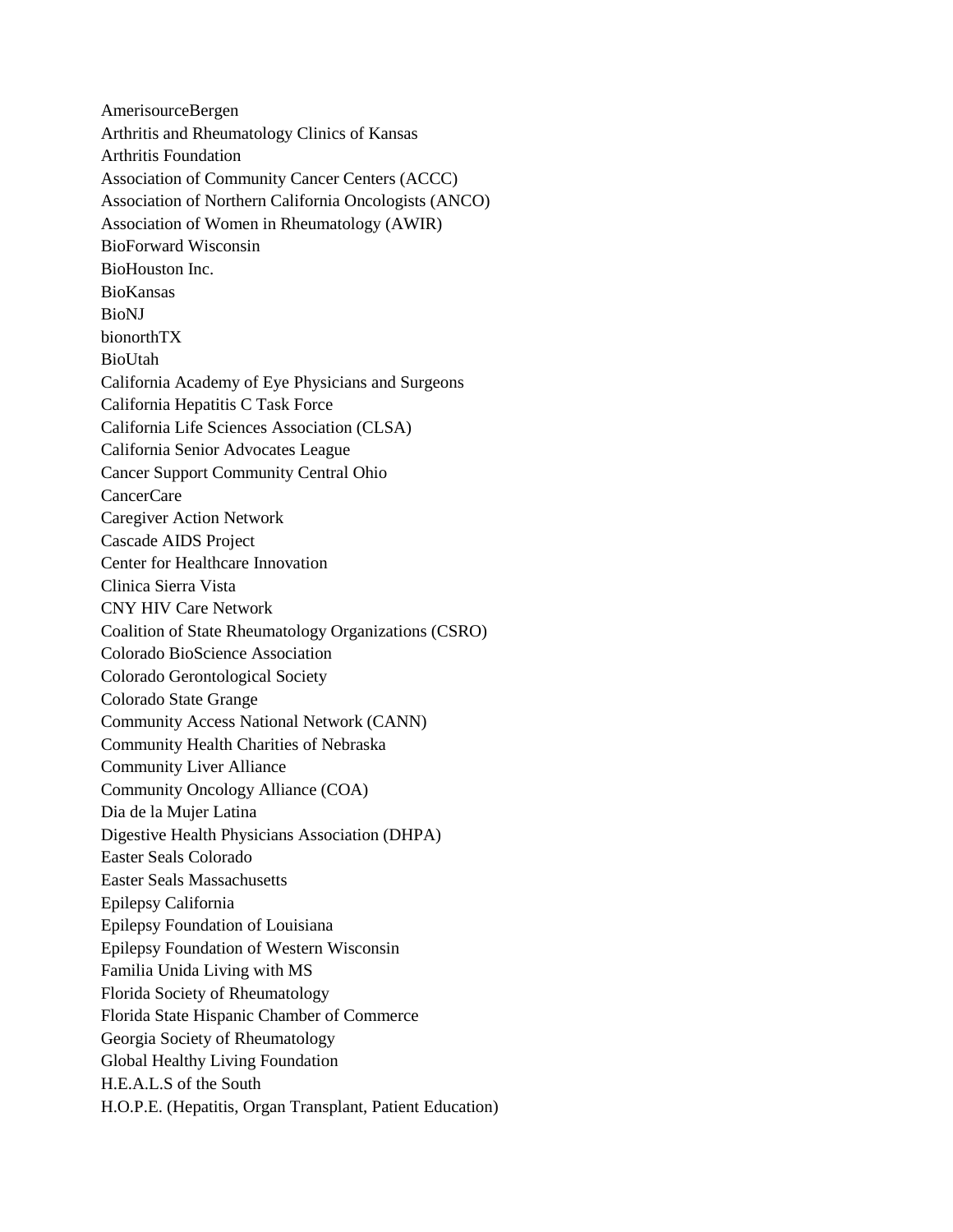AmerisourceBergen
Arthritis and Rheumatology Clinics of Kansas
Arthritis Foundation
Association of Community Cancer Centers (ACCC)
Association of Northern California Oncologists (ANCO)
Association of Women in Rheumatology (AWIR)
BioForward Wisconsin
BioHouston Inc.
BioKansas
BioNJ
bionorthTX
BioUtah
California Academy of Eye Physicians and Surgeons
California Hepatitis C Task Force
California Life Sciences Association (CLSA)
California Senior Advocates League
Cancer Support Community Central Ohio
CancerCare
Caregiver Action Network
Cascade AIDS Project
Center for Healthcare Innovation
Clinica Sierra Vista
CNY HIV Care Network
Coalition of State Rheumatology Organizations (CSRO)
Colorado BioScience Association
Colorado Gerontological Society
Colorado State Grange
Community Access National Network (CANN)
Community Health Charities of Nebraska
Community Liver Alliance
Community Oncology Alliance (COA)
Dia de la Mujer Latina
Digestive Health Physicians Association (DHPA)
Easter Seals Colorado
Easter Seals Massachusetts
Epilepsy California
Epilepsy Foundation of Louisiana
Epilepsy Foundation of Western Wisconsin
Familia Unida Living with MS
Florida Society of Rheumatology
Florida State Hispanic Chamber of Commerce
Georgia Society of Rheumatology
Global Healthy Living Foundation
H.E.A.L.S of the South
H.O.P.E. (Hepatitis, Organ Transplant, Patient Education)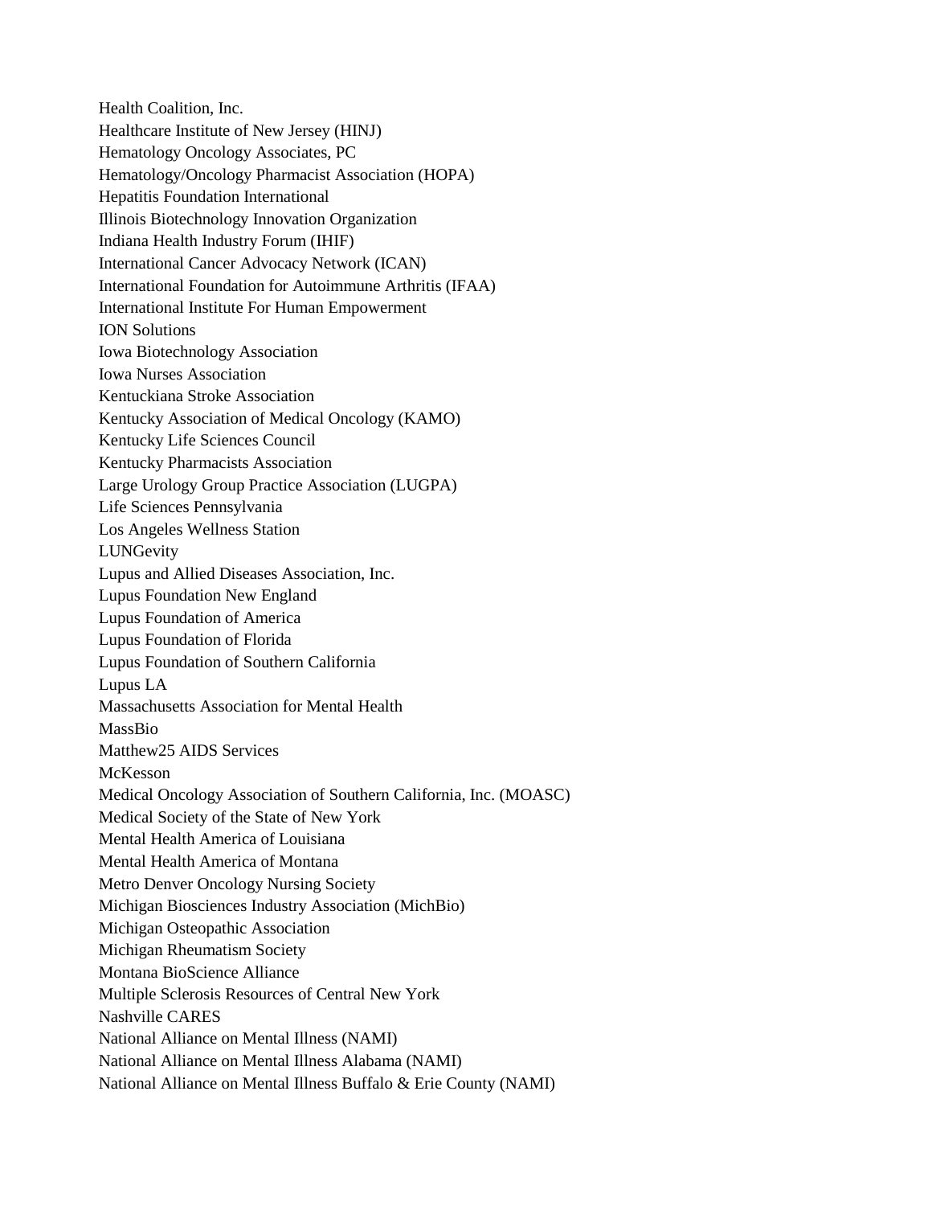Health Coalition, Inc.
Healthcare Institute of New Jersey (HINJ)
Hematology Oncology Associates, PC
Hematology/Oncology Pharmacist Association (HOPA)
Hepatitis Foundation International
Illinois Biotechnology Innovation Organization
Indiana Health Industry Forum (IHIF)
International Cancer Advocacy Network (ICAN)
International Foundation for Autoimmune Arthritis (IFAA)
International Institute For Human Empowerment
ION Solutions
Iowa Biotechnology Association
Iowa Nurses Association
Kentuckiana Stroke Association
Kentucky Association of Medical Oncology (KAMO)
Kentucky Life Sciences Council
Kentucky Pharmacists Association
Large Urology Group Practice Association (LUGPA)
Life Sciences Pennsylvania
Los Angeles Wellness Station
LUNGevity
Lupus and Allied Diseases Association, Inc.
Lupus Foundation New England
Lupus Foundation of America
Lupus Foundation of Florida
Lupus Foundation of Southern California
Lupus LA
Massachusetts Association for Mental Health
MassBio
Matthew25 AIDS Services
McKesson
Medical Oncology Association of Southern California, Inc. (MOASC)
Medical Society of the State of New York
Mental Health America of Louisiana
Mental Health America of Montana
Metro Denver Oncology Nursing Society
Michigan Biosciences Industry Association (MichBio)
Michigan Osteopathic Association
Michigan Rheumatism Society
Montana BioScience Alliance
Multiple Sclerosis Resources of Central New York
Nashville CARES
National Alliance on Mental Illness (NAMI)
National Alliance on Mental Illness Alabama (NAMI)
National Alliance on Mental Illness Buffalo & Erie County (NAMI)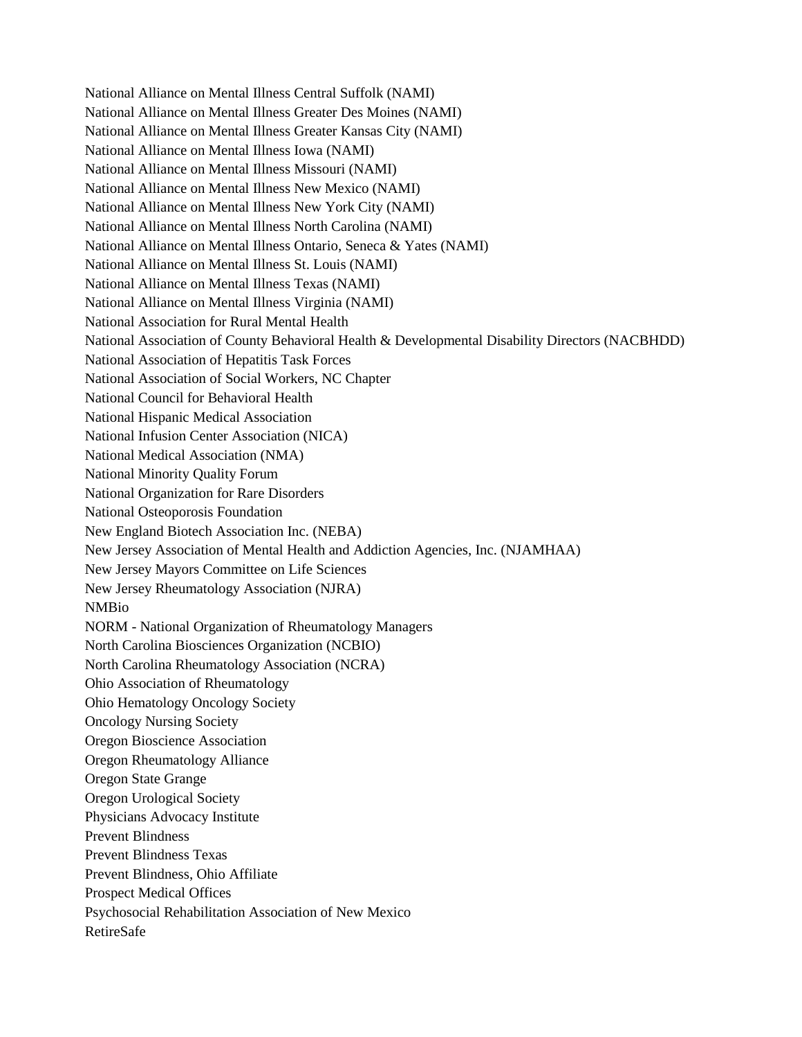National Alliance on Mental Illness Central Suffolk (NAMI)
National Alliance on Mental Illness Greater Des Moines (NAMI)
National Alliance on Mental Illness Greater Kansas City (NAMI)
National Alliance on Mental Illness Iowa (NAMI)
National Alliance on Mental Illness Missouri (NAMI)
National Alliance on Mental Illness New Mexico (NAMI)
National Alliance on Mental Illness New York City (NAMI)
National Alliance on Mental Illness North Carolina (NAMI)
National Alliance on Mental Illness Ontario, Seneca & Yates (NAMI)
National Alliance on Mental Illness St. Louis (NAMI)
National Alliance on Mental Illness Texas (NAMI)
National Alliance on Mental Illness Virginia (NAMI)
National Association for Rural Mental Health
National Association of County Behavioral Health & Developmental Disability Directors (NACBHDD)
National Association of Hepatitis Task Forces
National Association of Social Workers, NC Chapter
National Council for Behavioral Health
National Hispanic Medical Association
National Infusion Center Association (NICA)
National Medical Association (NMA)
National Minority Quality Forum
National Organization for Rare Disorders
National Osteoporosis Foundation
New England Biotech Association Inc. (NEBA)
New Jersey Association of Mental Health and Addiction Agencies, Inc. (NJAMHAA)
New Jersey Mayors Committee on Life Sciences
New Jersey Rheumatology Association (NJRA)
NMBio
NORM - National Organization of Rheumatology Managers
North Carolina Biosciences Organization (NCBIO)
North Carolina Rheumatology Association (NCRA)
Ohio Association of Rheumatology
Ohio Hematology Oncology Society
Oncology Nursing Society
Oregon Bioscience Association
Oregon Rheumatology Alliance
Oregon State Grange
Oregon Urological Society
Physicians Advocacy Institute
Prevent Blindness
Prevent Blindness Texas
Prevent Blindness, Ohio Affiliate
Prospect Medical Offices
Psychosocial Rehabilitation Association of New Mexico
RetireSafe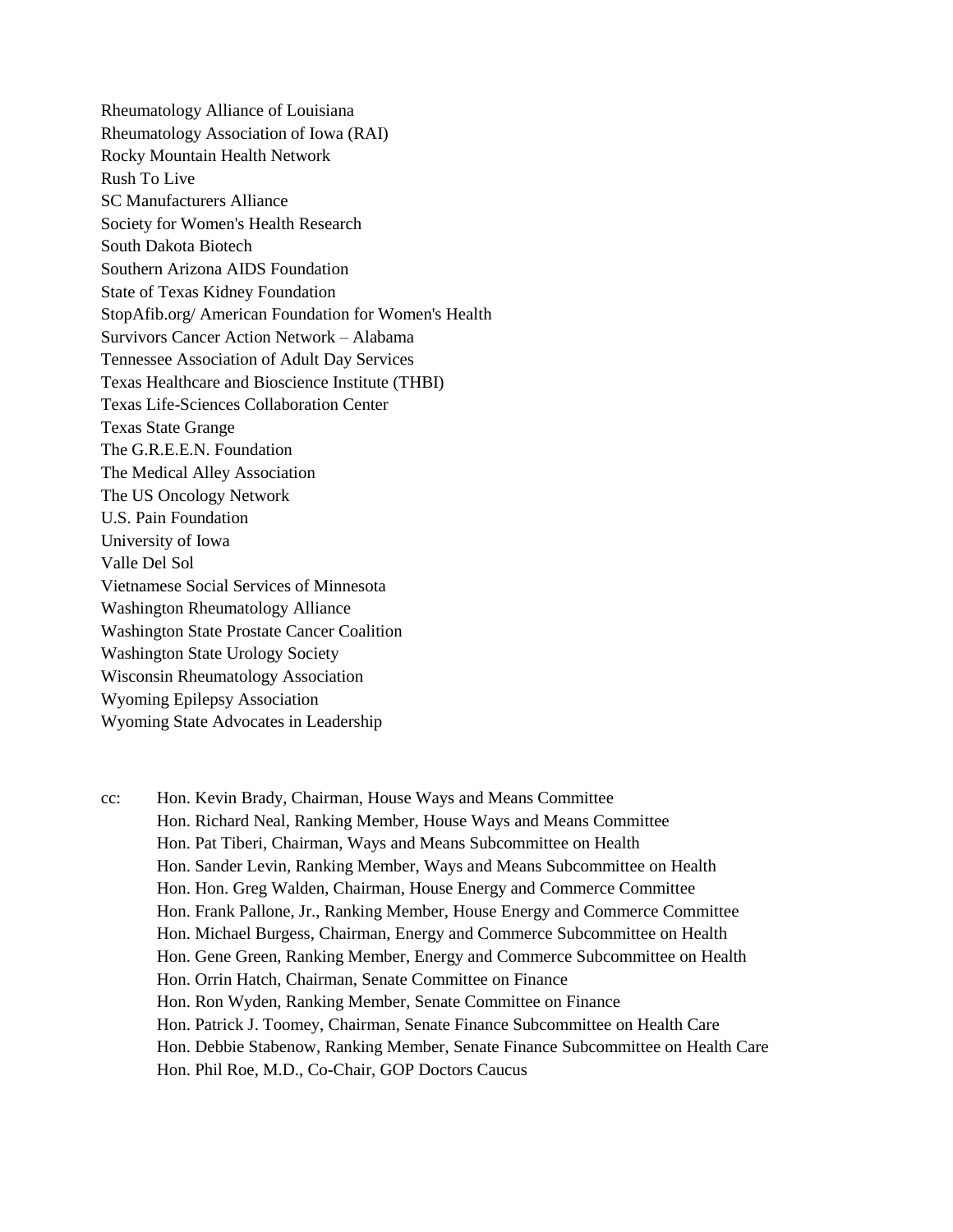Rheumatology Alliance of Louisiana
Rheumatology Association of Iowa (RAI)
Rocky Mountain Health Network
Rush To Live
SC Manufacturers Alliance
Society for Women's Health Research
South Dakota Biotech
Southern Arizona AIDS Foundation
State of Texas Kidney Foundation
StopAfib.org/ American Foundation for Women's Health
Survivors Cancer Action Network – Alabama
Tennessee Association of Adult Day Services
Texas Healthcare and Bioscience Institute (THBI)
Texas Life-Sciences Collaboration Center
Texas State Grange
The G.R.E.E.N. Foundation
The Medical Alley Association
The US Oncology Network
U.S. Pain Foundation
University of Iowa
Valle Del Sol
Vietnamese Social Services of Minnesota
Washington Rheumatology Alliance
Washington State Prostate Cancer Coalition
Washington State Urology Society
Wisconsin Rheumatology Association
Wyoming Epilepsy Association
Wyoming State Advocates in Leadership

cc: Hon. Kevin Brady, Chairman, House Ways and Means Committee
Hon. Richard Neal, Ranking Member, House Ways and Means Committee
Hon. Pat Tiberi, Chairman, Ways and Means Subcommittee on Health
Hon. Sander Levin, Ranking Member, Ways and Means Subcommittee on Health
Hon. Hon. Greg Walden, Chairman, House Energy and Commerce Committee
Hon. Frank Pallone, Jr., Ranking Member, House Energy and Commerce Committee
Hon. Michael Burgess, Chairman, Energy and Commerce Subcommittee on Health
Hon. Gene Green, Ranking Member, Energy and Commerce Subcommittee on Health
Hon. Orrin Hatch, Chairman, Senate Committee on Finance
Hon. Ron Wyden, Ranking Member, Senate Committee on Finance
Hon. Patrick J. Toomey, Chairman, Senate Finance Subcommittee on Health Care
Hon. Debbie Stabenow, Ranking Member, Senate Finance Subcommittee on Health Care
Hon. Phil Roe, M.D., Co-Chair, GOP Doctors Caucus